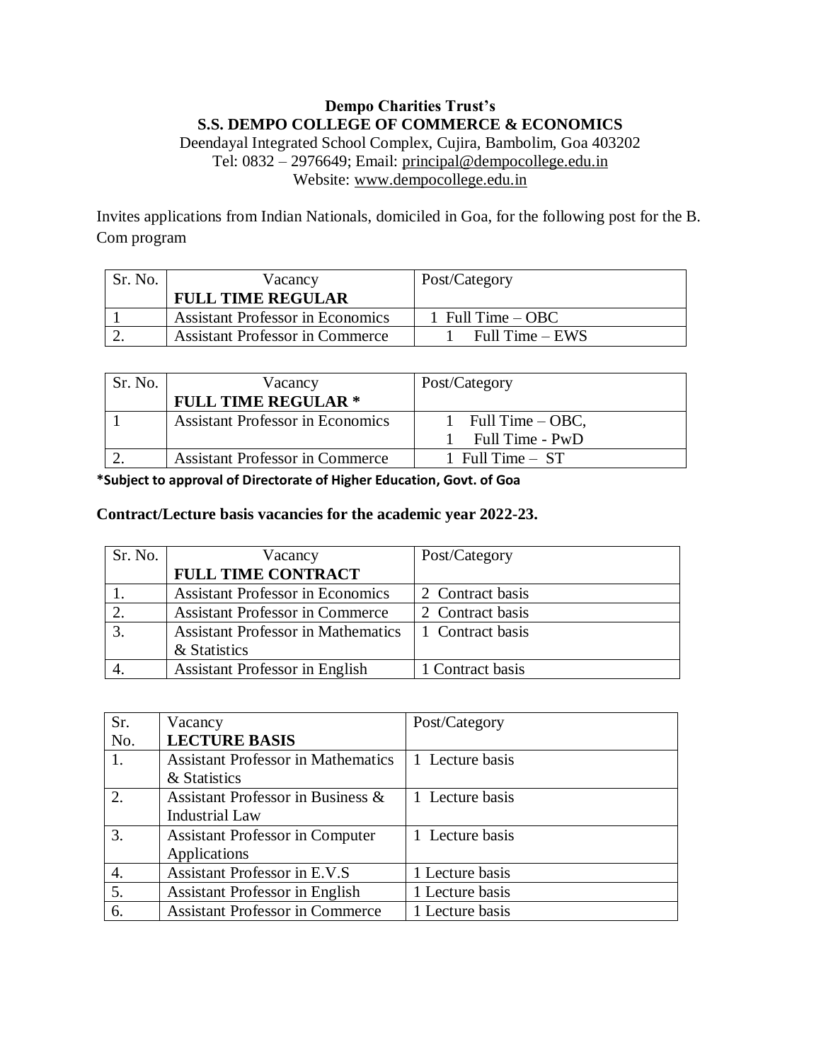**Dempo Charities Trust's**

**S.S. DEMPO COLLEGE OF COMMERCE & ECONOMICS**

Deendayal Integrated School Complex, Cujira, Bambolim, Goa 403202

Tel: 0832 – 2976649; Email: principal@dempocollege.edu.in

Website: www.dempocollege.edu.in

Invites applications from Indian Nationals, domiciled in Goa, for the following post for the B. Com program

| Sr. No. | Vacancy **FULL TIME REGULAR** | Post/Category |
|---|---|---|
| 1 | Assistant Professor in Economics | 1 Full Time – OBC |
| 2. | Assistant Professor in Commerce | 1 Full Time – EWS |

| Sr. No. | Vacancy **FULL TIME REGULAR *** | Post/Category |
|---|---|---|
| 1 | Assistant Professor in Economics | 1 Full Time – OBC, 1 Full Time - PwD |
| 2. | Assistant Professor in Commerce | 1 Full Time – ST |

***Subject to approval of Directorate of Higher Education, Govt. of Goa**

**Contract/Lecture basis vacancies for the academic year 2022-23.**

| Sr. No. | Vacancy **FULL TIME CONTRACT** | Post/Category |
|---|---|---|
| 1. | Assistant Professor in Economics | 2 Contract basis |
| 2. | Assistant Professor in Commerce | 2 Contract basis |
| 3. | Assistant Professor in Mathematics & Statistics | 1 Contract basis |
| 4. | Assistant Professor in English | 1 Contract basis |

| Sr. No. | Vacancy **LECTURE BASIS** | Post/Category |
|---|---|---|
| 1. | Assistant Professor in Mathematics & Statistics | 1 Lecture basis |
| 2. | Assistant Professor in Business & Industrial Law | 1 Lecture basis |
| 3. | Assistant Professor in Computer Applications | 1 Lecture basis |
| 4. | Assistant Professor in E.V.S | 1 Lecture basis |
| 5. | Assistant Professor in English | 1 Lecture basis |
| 6. | Assistant Professor in Commerce | 1 Lecture basis |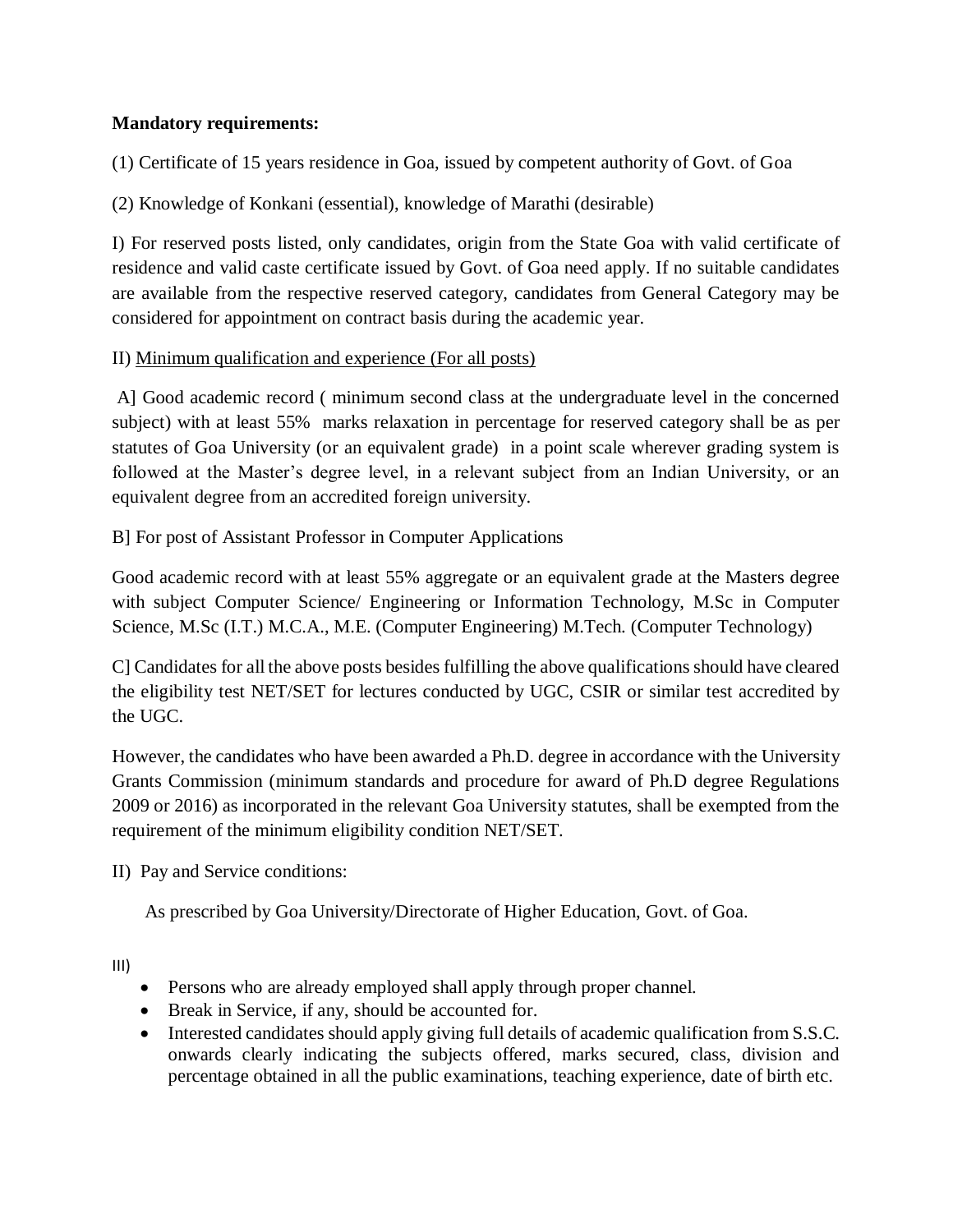**Mandatory requirements:**

(1) Certificate of 15 years residence in Goa, issued by competent authority of Govt. of Goa

(2) Knowledge of Konkani (essential), knowledge of Marathi (desirable)

I) For reserved posts listed, only candidates, origin from the State Goa with valid certificate of residence and valid caste certificate issued by Govt. of Goa need apply. If no suitable candidates are available from the respective reserved category, candidates from General Category may be considered for appointment on contract basis during the academic year.

II) <u>Minimum qualification and experience (For all posts)</u>

A] Good academic record ( minimum second class at the undergraduate level in the concerned subject) with at least 55% marks relaxation in percentage for reserved category shall be as per statutes of Goa University (or an equivalent grade) in a point scale wherever grading system is followed at the Master's degree level, in a relevant subject from an Indian University, or an equivalent degree from an accredited foreign university.

B] For post of Assistant Professor in Computer Applications

Good academic record with at least 55% aggregate or an equivalent grade at the Masters degree with subject Computer Science/ Engineering or Information Technology, M.Sc in Computer Science, M.Sc (I.T.) M.C.A., M.E. (Computer Engineering) M.Tech. (Computer Technology)

C] Candidates for all the above posts besides fulfilling the above qualifications should have cleared the eligibility test NET/SET for lectures conducted by UGC, CSIR or similar test accredited by the UGC.

However, the candidates who have been awarded a Ph.D. degree in accordance with the University Grants Commission (minimum standards and procedure for award of Ph.D degree Regulations 2009 or 2016) as incorporated in the relevant Goa University statutes, shall be exempted from the requirement of the minimum eligibility condition NET/SET.

II) Pay and Service conditions:

As prescribed by Goa University/Directorate of Higher Education, Govt. of Goa.

III)

- Persons who are already employed shall apply through proper channel.
- Break in Service, if any, should be accounted for.
- Interested candidates should apply giving full details of academic qualification from S.S.C. onwards clearly indicating the subjects offered, marks secured, class, division and percentage obtained in all the public examinations, teaching experience, date of birth etc.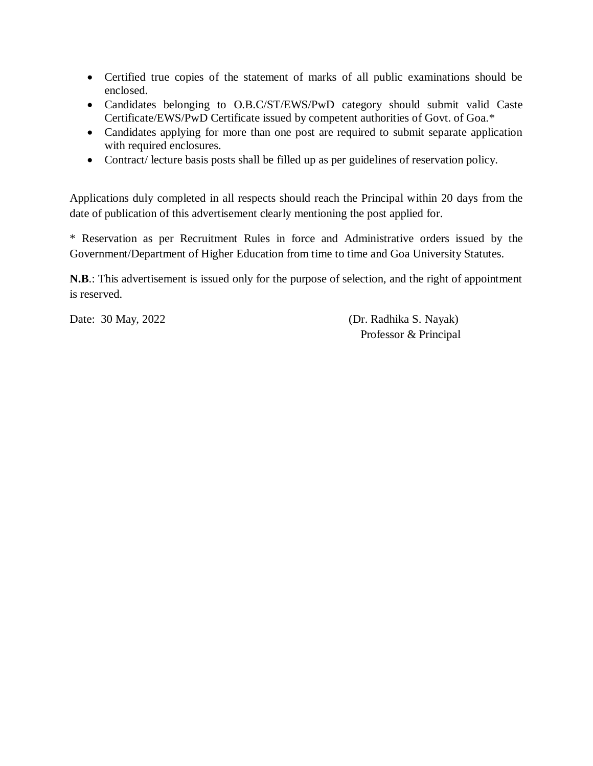- Certified true copies of the statement of marks of all public examinations should be enclosed.
- Candidates belonging to O.B.C/ST/EWS/PwD category should submit valid Caste Certificate/EWS/PwD Certificate issued by competent authorities of Govt. of Goa.*
- Candidates applying for more than one post are required to submit separate application with required enclosures.
- Contract/ lecture basis posts shall be filled up as per guidelines of reservation policy.

Applications duly completed in all respects should reach the Principal within 20 days from the date of publication of this advertisement clearly mentioning the post applied for.

* Reservation as per Recruitment Rules in force and Administrative orders issued by the Government/Department of Higher Education from time to time and Goa University Statutes.

**N.B**.: This advertisement is issued only for the purpose of selection, and the right of appointment is reserved.

Date: 30 May, 2022

(Dr. Radhika S. Nayak)
Professor & Principal